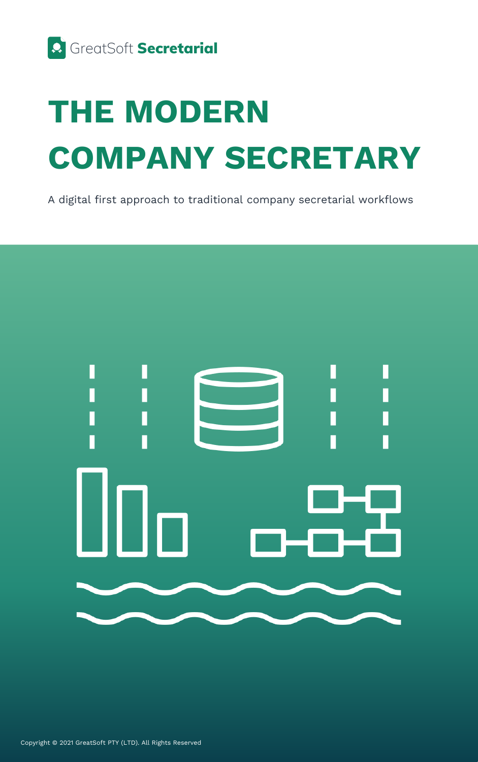GreatSoft **Secretarial**

# THE MODERN COMPANY SECRETARY

A digital first approach to traditional company secretarial workflows

Copyright © 2021 GreatSoft PTY (LTD). All Rights Reserved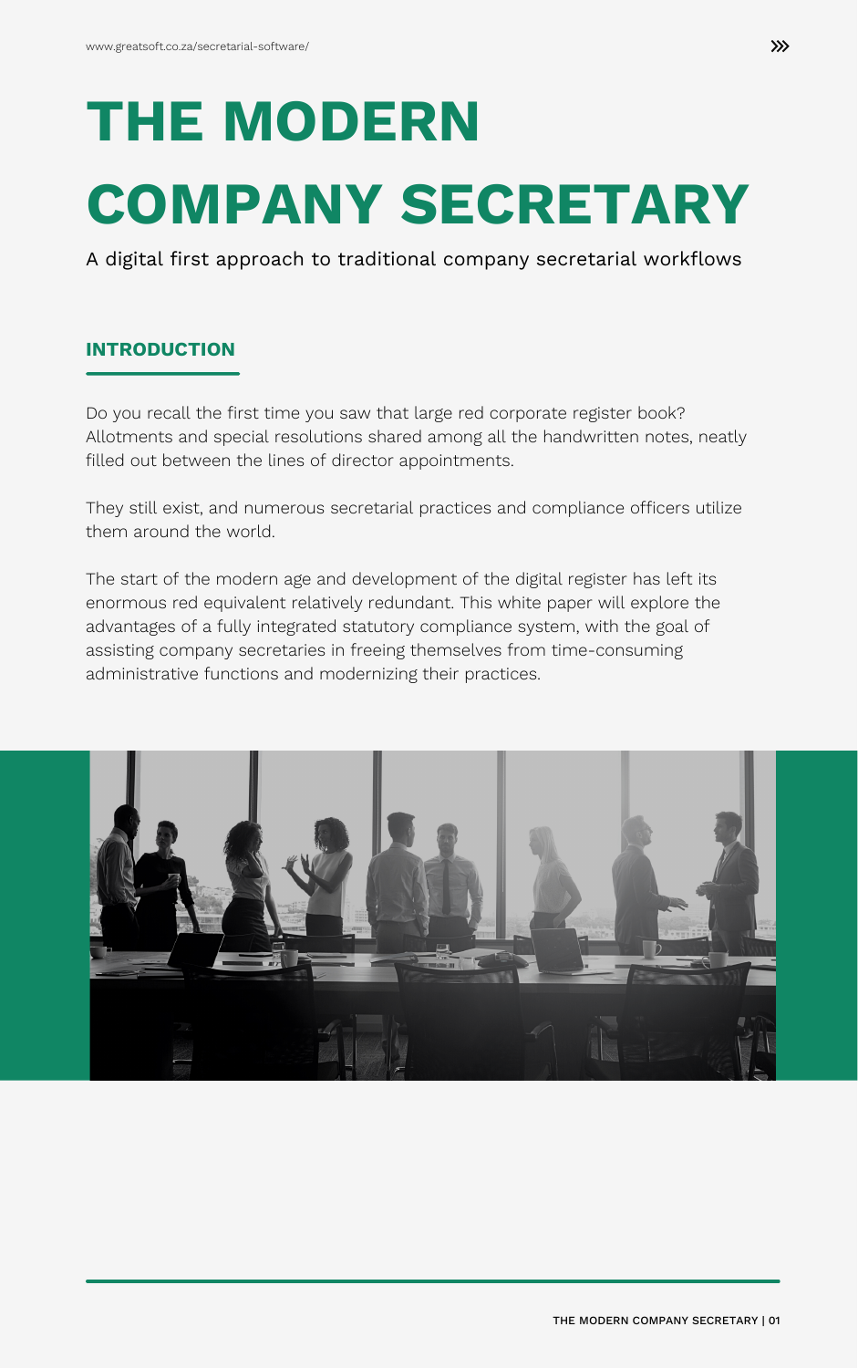# THE MODERN COMPANY SECRETARY

A digital first approach to traditional company secretarial workflows

## INTRODUCTION

Do you recall the first time you saw that large red corporate register book? Allotments and special resolutions shared among all the handwritten notes, neatly filled out between the lines of director appointments.

They still exist, and numerous secretarial practices and compliance officers utilize them around the world.

The start of the modern age and development of the digital register has left its enormous red equivalent relatively redundant. This white paper will explore the advantages of a fully integrated statutory compliance system, with the goal of assisting company secretaries in freeing themselves from time-consuming administrative functions and modernizing their practices.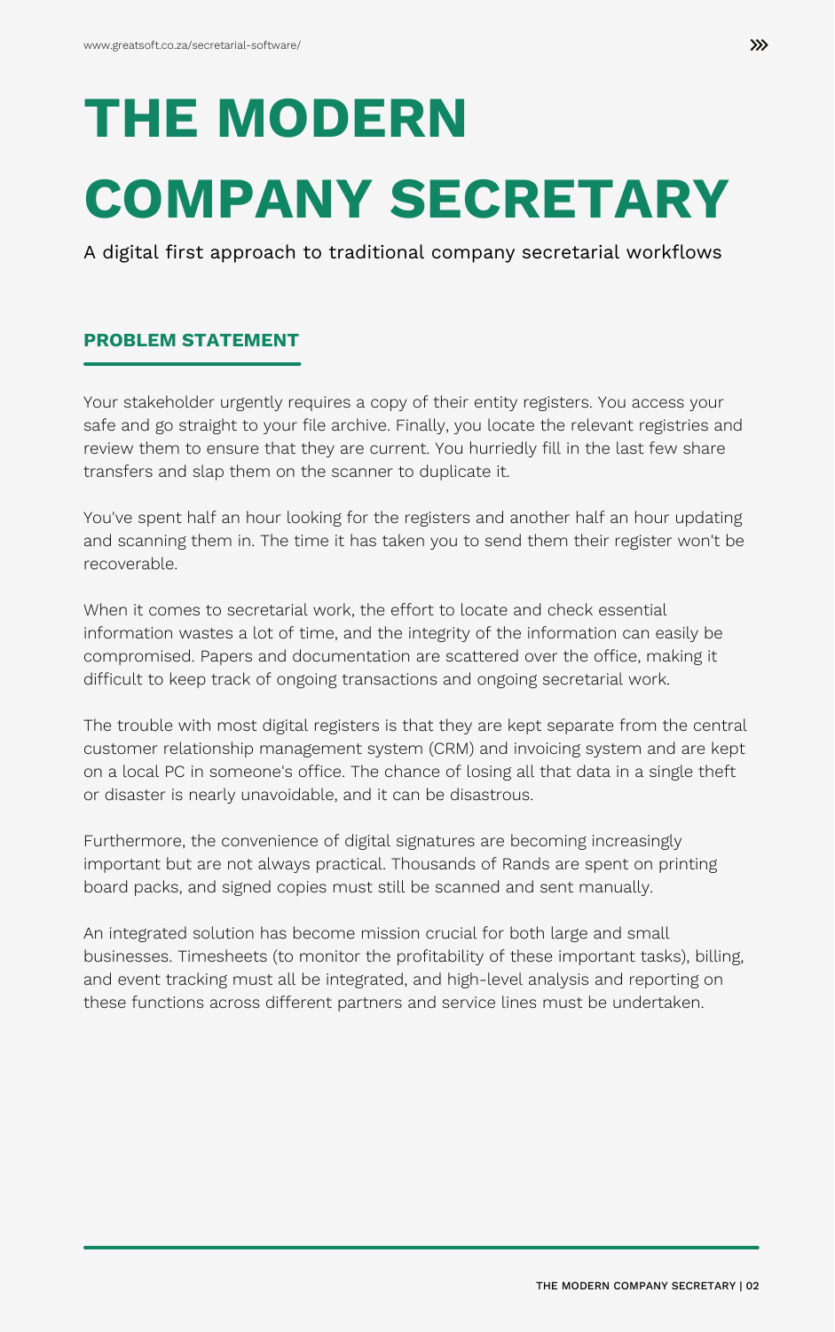# THE MODERN COMPANY SECRETARY

A digital first approach to traditional company secretarial workflows

## PROBLEM STATEMENT

Your stakeholder urgently requires a copy of their entity registers. You access your safe and go straight to your file archive. Finally, you locate the relevant registries and review them to ensure that they are current. You hurriedly fill in the last few share transfers and slap them on the scanner to duplicate it.

You've spent half an hour looking for the registers and another half an hour updating and scanning them in. The time it has taken you to send them their register won't be recoverable.

When it comes to secretarial work, the effort to locate and check essential information wastes a lot of time, and the integrity of the information can easily be compromised. Papers and documentation are scattered over the office, making it difficult to keep track of ongoing transactions and ongoing secretarial work.

The trouble with most digital registers is that they are kept separate from the central customer relationship management system (CRM) and invoicing system and are kept on a local PC in someone's office. The chance of losing all that data in a single theft or disaster is nearly unavoidable, and it can be disastrous.

Furthermore, the convenience of digital signatures are becoming increasingly important but are not always practical. Thousands of Rands are spent on printing board packs, and signed copies must still be scanned and sent manually.

An integrated solution has become mission crucial for both large and small businesses. Timesheets (to monitor the profitability of these important tasks), billing, and event tracking must all be integrated, and high-level analysis and reporting on these functions across different partners and service lines must be undertaken.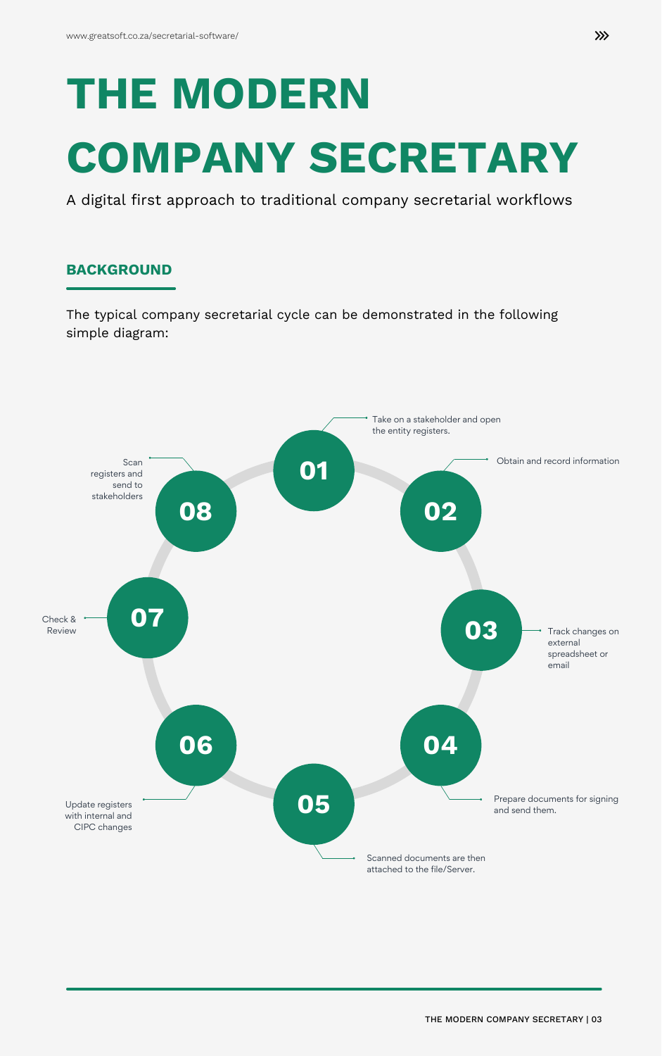# THE MODERN COMPANY SECRETARY

A digital first approach to traditional company secretarial workflows

## BACKGROUND

The typical company secretarial cycle can be demonstrated in the following simple diagram:

**01** Take on a stakeholder and open the entity registers.

**02** Obtain and record information

**03** Track changes on external spreadsheet or email

**04** Prepare documents for signing and send them.

**05** Scanned documents are then attached to the file/Server.

**06** Update registers with internal and CIPC changes

**07** Check & Review

**08** Scan registers and send to stakeholders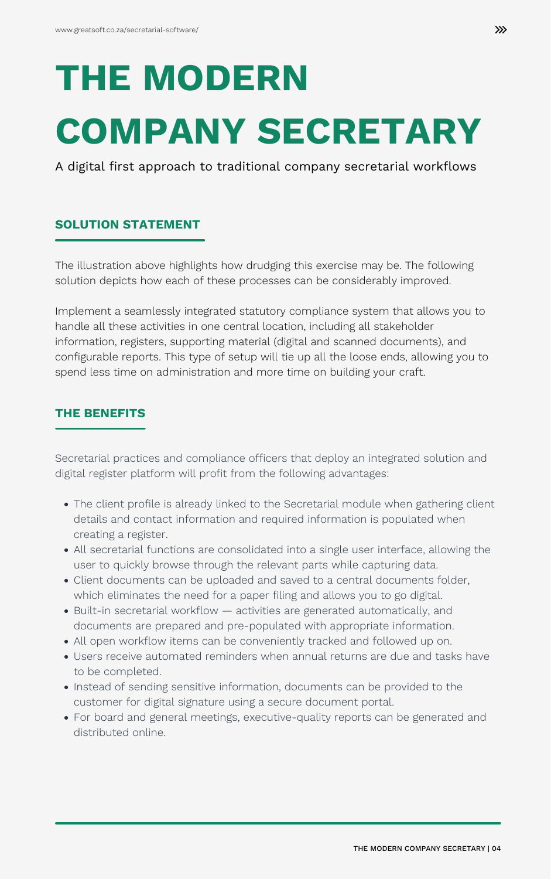# THE MODERN COMPANY SECRETARY

A digital first approach to traditional company secretarial workflows

## SOLUTION STATEMENT

The illustration above highlights how drudging this exercise may be. The following solution depicts how each of these processes can be considerably improved.

Implement a seamlessly integrated statutory compliance system that allows you to handle all these activities in one central location, including all stakeholder information, registers, supporting material (digital and scanned documents), and configurable reports. This type of setup will tie up all the loose ends, allowing you to spend less time on administration and more time on building your craft.

## THE BENEFITS

Secretarial practices and compliance officers that deploy an integrated solution and digital register platform will profit from the following advantages:

- The client profile is already linked to the Secretarial module when gathering client details and contact information and required information is populated when creating a register.
- All secretarial functions are consolidated into a single user interface, allowing the user to quickly browse through the relevant parts while capturing data.
- Client documents can be uploaded and saved to a central documents folder, which eliminates the need for a paper filing and allows you to go digital.
- Built-in secretarial workflow — activities are generated automatically, and documents are prepared and pre-populated with appropriate information.
- All open workflow items can be conveniently tracked and followed up on.
- Users receive automated reminders when annual returns are due and tasks have to be completed.
- Instead of sending sensitive information, documents can be provided to the customer for digital signature using a secure document portal.
- For board and general meetings, executive-quality reports can be generated and distributed online.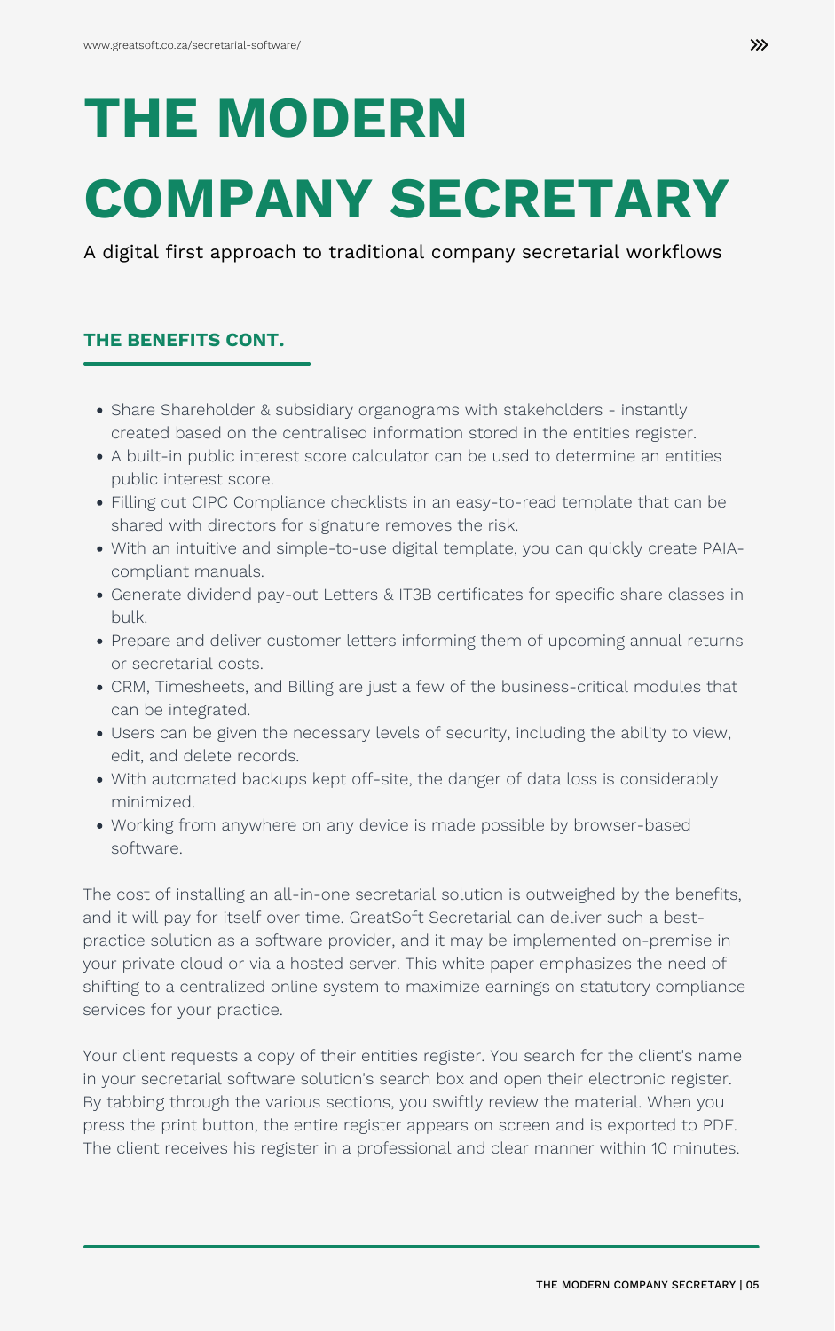# THE MODERN COMPANY SECRETARY

A digital first approach to traditional company secretarial workflows

### THE BENEFITS CONT.

- Share Shareholder & subsidiary organograms with stakeholders - instantly created based on the centralised information stored in the entities register.
- A built-in public interest score calculator can be used to determine an entities public interest score.
- Filling out CIPC Compliance checklists in an easy-to-read template that can be shared with directors for signature removes the risk.
- With an intuitive and simple-to-use digital template, you can quickly create PAIA-compliant manuals.
- Generate dividend pay-out Letters & IT3B certificates for specific share classes in bulk.
- Prepare and deliver customer letters informing them of upcoming annual returns or secretarial costs.
- CRM, Timesheets, and Billing are just a few of the business-critical modules that can be integrated.
- Users can be given the necessary levels of security, including the ability to view, edit, and delete records.
- With automated backups kept off-site, the danger of data loss is considerably minimized.
- Working from anywhere on any device is made possible by browser-based software.

The cost of installing an all-in-one secretarial solution is outweighed by the benefits, and it will pay for itself over time. GreatSoft Secretarial can deliver such a best-practice solution as a software provider, and it may be implemented on-premise in your private cloud or via a hosted server. This white paper emphasizes the need of shifting to a centralized online system to maximize earnings on statutory compliance services for your practice.

Your client requests a copy of their entities register. You search for the client's name in your secretarial software solution's search box and open their electronic register. By tabbing through the various sections, you swiftly review the material. When you press the print button, the entire register appears on screen and is exported to PDF. The client receives his register in a professional and clear manner within 10 minutes.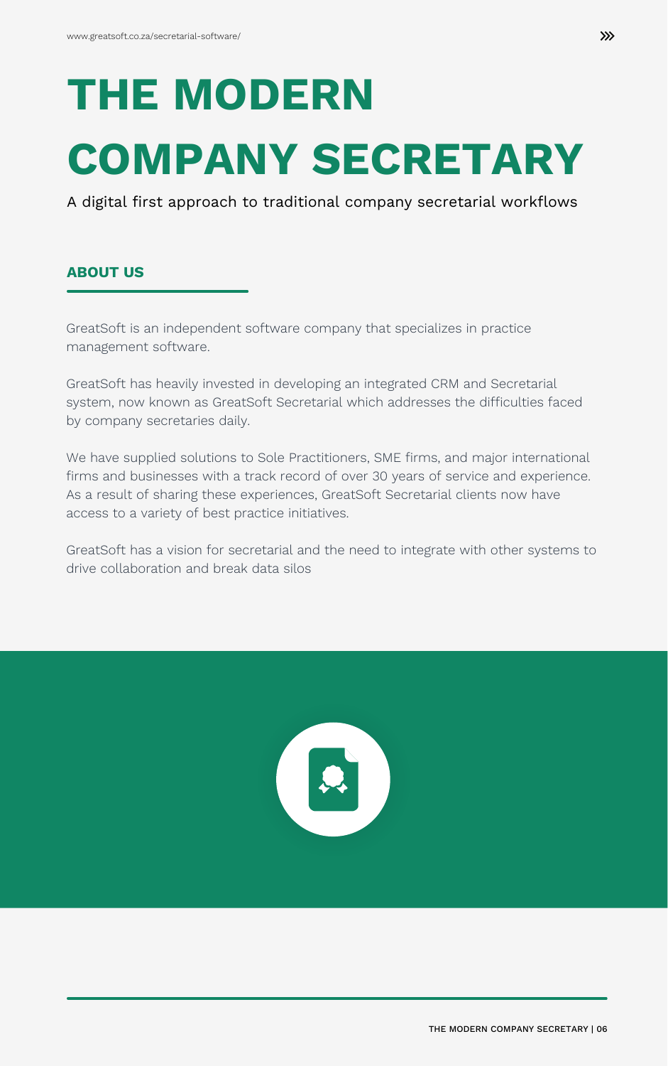www.greatsoft.co.za/secretarial-software/

# THE MODERN COMPANY SECRETARY

A digital first approach to traditional company secretarial workflows

## ABOUT US

GreatSoft is an independent software company that specializes in practice management software.

GreatSoft has heavily invested in developing an integrated CRM and Secretarial system, now known as GreatSoft Secretarial which addresses the difficulties faced by company secretaries daily.

We have supplied solutions to Sole Practitioners, SME firms, and major international firms and businesses with a track record of over 30 years of service and experience. As a result of sharing these experiences, GreatSoft Secretarial clients now have access to a variety of best practice initiatives.

GreatSoft has a vision for secretarial and the need to integrate with other systems to drive collaboration and break data silos